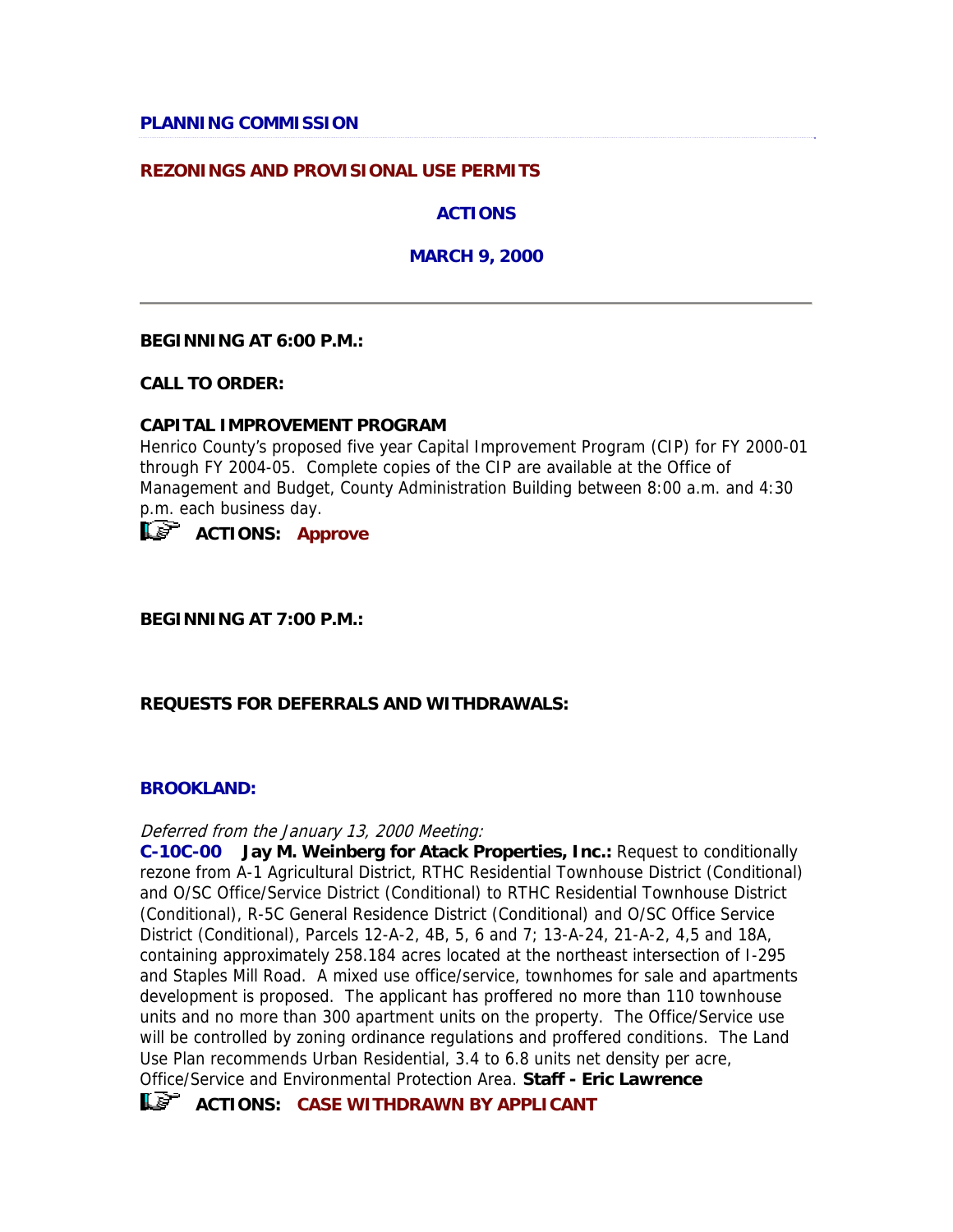**PLANNING COMMISSION**

**REZONINGS AND PROVISIONAL USE PERMITS**

**ACTIONS**

**MARCH 9, 2000**

---

**BEGINNING AT 6:00 P.M.:**

**CALL TO ORDER:**

**CAPITAL IMPROVEMENT PROGRAM**
Henrico County's proposed five year Capital Improvement Program (CIP) for FY 2000-01 through FY 2004-05. Complete copies of the CIP are available at the Office of Management and Budget, County Administration Building between 8:00 a.m. and 4:30 p.m. each business day.

**ACTIONS: Approve**

**BEGINNING AT 7:00 P.M.:**

**REQUESTS FOR DEFERRALS AND WITHDRAWALS:**

**BROOKLAND:**

*Deferred from the January 13, 2000 Meeting:*
**C-10C-00 Jay M. Weinberg for Atack Properties, Inc.:** Request to conditionally rezone from A-1 Agricultural District, RTHC Residential Townhouse District (Conditional) and O/SC Office/Service District (Conditional) to RTHC Residential Townhouse District (Conditional), R-5C General Residence District (Conditional) and O/SC Office Service District (Conditional), Parcels 12-A-2, 4B, 5, 6 and 7; 13-A-24, 21-A-2, 4,5 and 18A, containing approximately 258.184 acres located at the northeast intersection of I-295 and Staples Mill Road. A mixed use office/service, townhomes for sale and apartments development is proposed. The applicant has proffered no more than 110 townhouse units and no more than 300 apartment units on the property. The Office/Service use will be controlled by zoning ordinance regulations and proffered conditions. The Land Use Plan recommends Urban Residential, 3.4 to 6.8 units net density per acre, Office/Service and Environmental Protection Area. **Staff - Eric Lawrence**

**ACTIONS: CASE WITHDRAWN BY APPLICANT**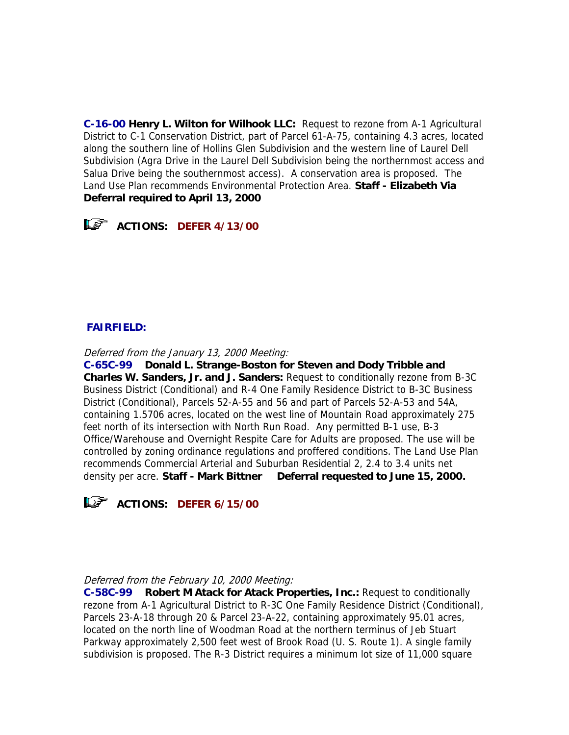**C-16-00 Henry L. Wilton for Wilhook LLC:** Request to rezone from A-1 Agricultural District to C-1 Conservation District, part of Parcel 61-A-75, containing 4.3 acres, located along the southern line of Hollins Glen Subdivision and the western line of Laurel Dell Subdivision (Agra Drive in the Laurel Dell Subdivision being the northernmost access and Salua Drive being the southernmost access). A conservation area is proposed. The Land Use Plan recommends Environmental Protection Area. **Staff - Elizabeth Via Deferral required to April 13, 2000**

**ACTIONS: DEFER 4/13/00**

**FAIRFIELD:**

*Deferred from the January 13, 2000 Meeting:*

**C-65C-99 Donald L. Strange-Boston for Steven and Dody Tribble and Charles W. Sanders, Jr. and J. Sanders:** Request to conditionally rezone from B-3C Business District (Conditional) and R-4 One Family Residence District to B-3C Business District (Conditional), Parcels 52-A-55 and 56 and part of Parcels 52-A-53 and 54A, containing 1.5706 acres, located on the west line of Mountain Road approximately 275 feet north of its intersection with North Run Road. Any permitted B-1 use, B-3 Office/Warehouse and Overnight Respite Care for Adults are proposed. The use will be controlled by zoning ordinance regulations and proffered conditions. The Land Use Plan recommends Commercial Arterial and Suburban Residential 2, 2.4 to 3.4 units net density per acre. **Staff - Mark Bittner Deferral requested to June 15, 2000.**

**ACTIONS: DEFER 6/15/00**

*Deferred from the February 10, 2000 Meeting:*

**C-58C-99 Robert M Atack for Atack Properties, Inc.:** Request to conditionally rezone from A-1 Agricultural District to R-3C One Family Residence District (Conditional), Parcels 23-A-18 through 20 & Parcel 23-A-22, containing approximately 95.01 acres, located on the north line of Woodman Road at the northern terminus of Jeb Stuart Parkway approximately 2,500 feet west of Brook Road (U. S. Route 1). A single family subdivision is proposed. The R-3 District requires a minimum lot size of 11,000 square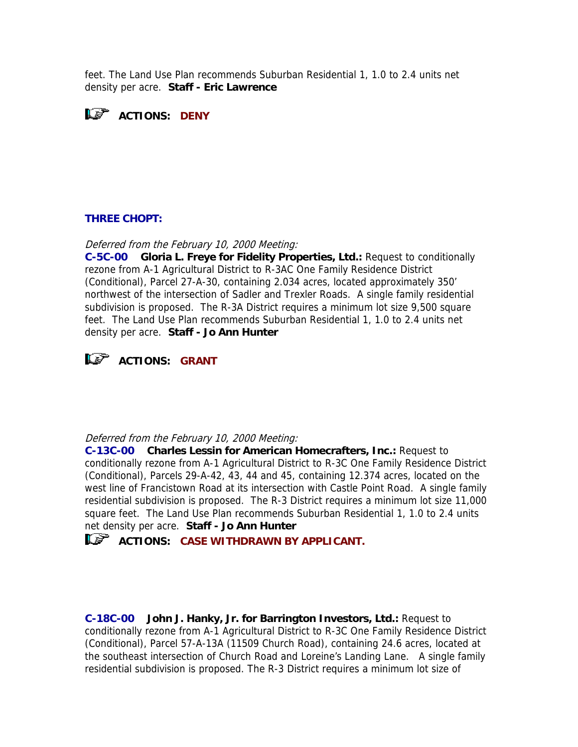feet. The Land Use Plan recommends Suburban Residential 1, 1.0 to 2.4 units net density per acre. **Staff - Eric Lawrence**

**ACTIONS: DENY**

**THREE CHOPT:**

*Deferred from the February 10, 2000 Meeting:*

**C-5C-00 Gloria L. Freye for Fidelity Properties, Ltd.:** Request to conditionally rezone from A-1 Agricultural District to R-3AC One Family Residence District (Conditional), Parcel 27-A-30, containing 2.034 acres, located approximately 350' northwest of the intersection of Sadler and Trexler Roads. A single family residential subdivision is proposed. The R-3A District requires a minimum lot size 9,500 square feet. The Land Use Plan recommends Suburban Residential 1, 1.0 to 2.4 units net density per acre. **Staff - Jo Ann Hunter**

**ACTIONS: GRANT**

*Deferred from the February 10, 2000 Meeting:*

**C-13C-00 Charles Lessin for American Homecrafters, Inc.:** Request to conditionally rezone from A-1 Agricultural District to R-3C One Family Residence District (Conditional), Parcels 29-A-42, 43, 44 and 45, containing 12.374 acres, located on the west line of Francistown Road at its intersection with Castle Point Road. A single family residential subdivision is proposed. The R-3 District requires a minimum lot size 11,000 square feet. The Land Use Plan recommends Suburban Residential 1, 1.0 to 2.4 units net density per acre. **Staff - Jo Ann Hunter**

**ACTIONS: CASE WITHDRAWN BY APPLICANT.**

**C-18C-00 John J. Hanky, Jr. for Barrington Investors, Ltd.:** Request to conditionally rezone from A-1 Agricultural District to R-3C One Family Residence District (Conditional), Parcel 57-A-13A (11509 Church Road), containing 24.6 acres, located at the southeast intersection of Church Road and Loreine's Landing Lane. A single family residential subdivision is proposed. The R-3 District requires a minimum lot size of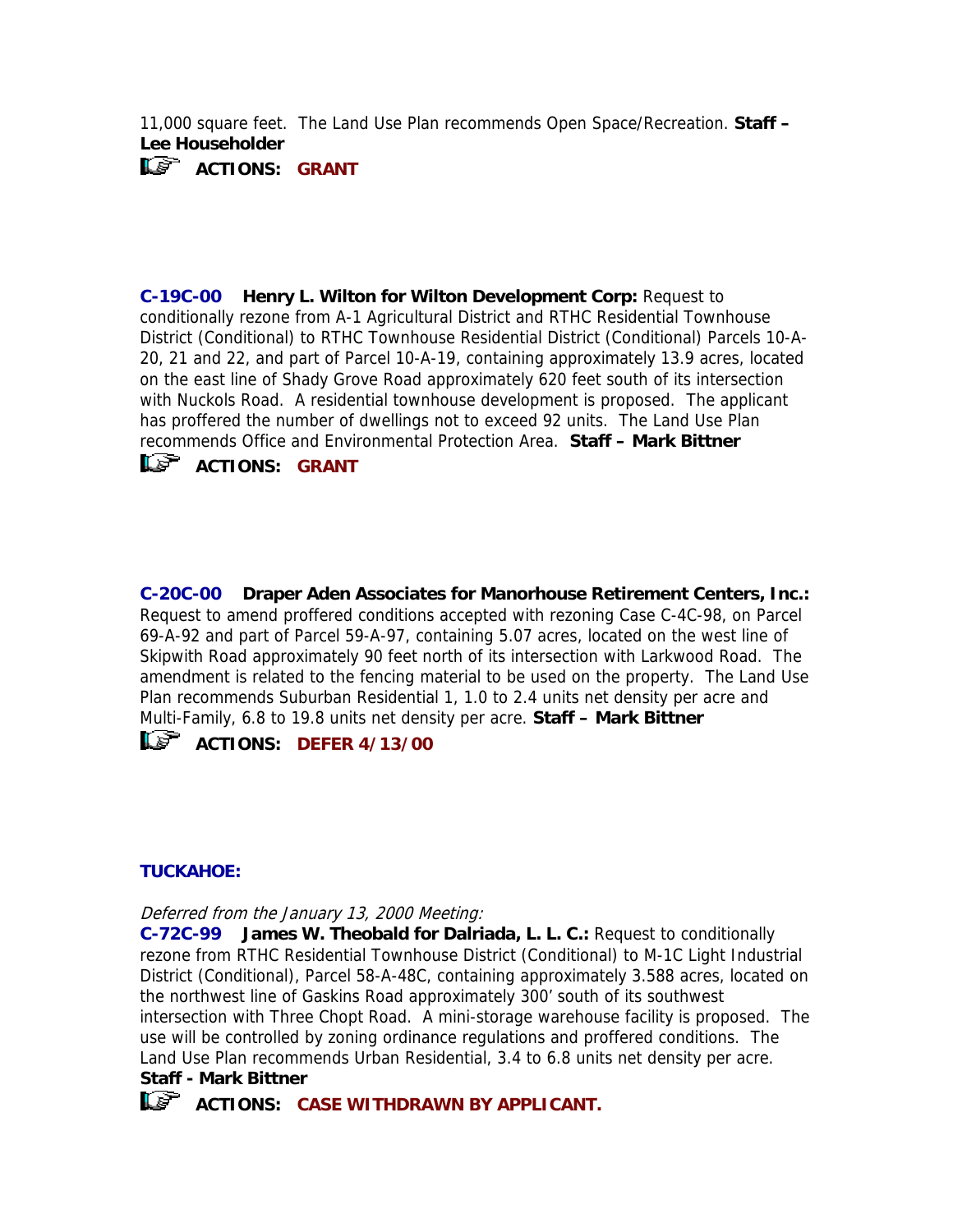11,000 square feet. The Land Use Plan recommends Open Space/Recreation. **Staff – Lee Householder**

**ACTIONS: GRANT**

**C-19C-00 Henry L. Wilton for Wilton Development Corp:** Request to conditionally rezone from A-1 Agricultural District and RTHC Residential Townhouse District (Conditional) to RTHC Townhouse Residential District (Conditional) Parcels 10-A-20, 21 and 22, and part of Parcel 10-A-19, containing approximately 13.9 acres, located on the east line of Shady Grove Road approximately 620 feet south of its intersection with Nuckols Road. A residential townhouse development is proposed. The applicant has proffered the number of dwellings not to exceed 92 units. The Land Use Plan recommends Office and Environmental Protection Area. **Staff – Mark Bittner**

**ACTIONS: GRANT**

**C-20C-00 Draper Aden Associates for Manorhouse Retirement Centers, Inc.:** Request to amend proffered conditions accepted with rezoning Case C-4C-98, on Parcel 69-A-92 and part of Parcel 59-A-97, containing 5.07 acres, located on the west line of Skipwith Road approximately 90 feet north of its intersection with Larkwood Road. The amendment is related to the fencing material to be used on the property. The Land Use Plan recommends Suburban Residential 1, 1.0 to 2.4 units net density per acre and Multi-Family, 6.8 to 19.8 units net density per acre. **Staff – Mark Bittner**

**ACTIONS: DEFER 4/13/00**

**TUCKAHOE:**

*Deferred from the January 13, 2000 Meeting:*

**C-72C-99 James W. Theobald for Dalriada, L. L. C.:** Request to conditionally rezone from RTHC Residential Townhouse District (Conditional) to M-1C Light Industrial District (Conditional), Parcel 58-A-48C, containing approximately 3.588 acres, located on the northwest line of Gaskins Road approximately 300' south of its southwest intersection with Three Chopt Road. A mini-storage warehouse facility is proposed. The use will be controlled by zoning ordinance regulations and proffered conditions. The Land Use Plan recommends Urban Residential, 3.4 to 6.8 units net density per acre.
**Staff - Mark Bittner**

**ACTIONS: CASE WITHDRAWN BY APPLICANT.**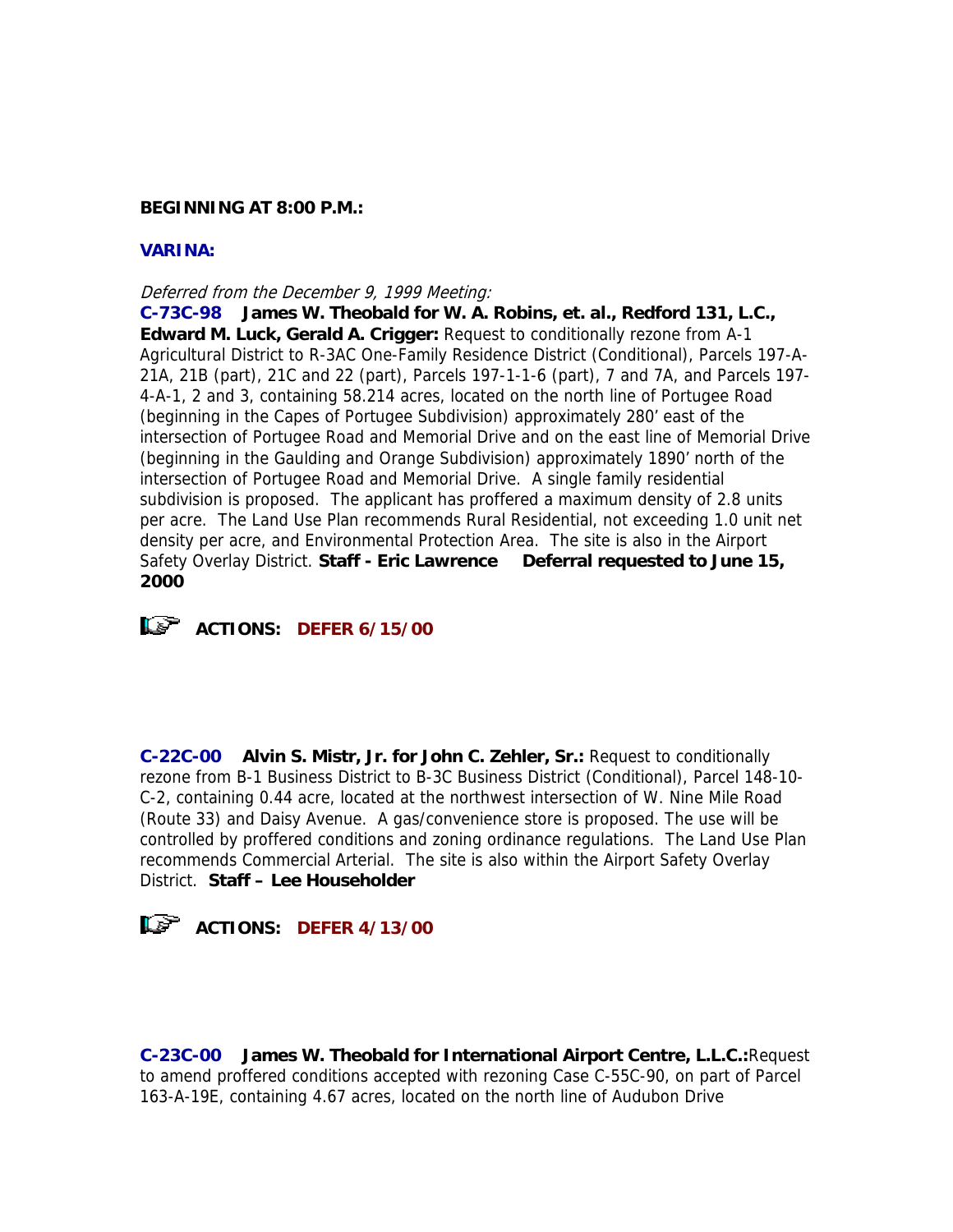**BEGINNING AT 8:00 P.M.:**

**VARINA:**

*Deferred from the December 9, 1999 Meeting:*

**C-73C-98 James W. Theobald for W. A. Robins, et. al., Redford 131, L.C., Edward M. Luck, Gerald A. Crigger:** Request to conditionally rezone from A-1 Agricultural District to R-3AC One-Family Residence District (Conditional), Parcels 197-A-21A, 21B (part), 21C and 22 (part), Parcels 197-1-1-6 (part), 7 and 7A, and Parcels 197-4-A-1, 2 and 3, containing 58.214 acres, located on the north line of Portugee Road (beginning in the Capes of Portugee Subdivision) approximately 280' east of the intersection of Portugee Road and Memorial Drive and on the east line of Memorial Drive (beginning in the Gaulding and Orange Subdivision) approximately 1890' north of the intersection of Portugee Road and Memorial Drive. A single family residential subdivision is proposed. The applicant has proffered a maximum density of 2.8 units per acre. The Land Use Plan recommends Rural Residential, not exceeding 1.0 unit net density per acre, and Environmental Protection Area. The site is also in the Airport Safety Overlay District. **Staff - Eric Lawrence Deferral requested to June 15, 2000**

**ACTIONS: DEFER 6/15/00**

**C-22C-00 Alvin S. Mistr, Jr. for John C. Zehler, Sr.:** Request to conditionally rezone from B-1 Business District to B-3C Business District (Conditional), Parcel 148-10-C-2, containing 0.44 acre, located at the northwest intersection of W. Nine Mile Road (Route 33) and Daisy Avenue. A gas/convenience store is proposed. The use will be controlled by proffered conditions and zoning ordinance regulations. The Land Use Plan recommends Commercial Arterial. The site is also within the Airport Safety Overlay District. **Staff – Lee Householder**

**ACTIONS: DEFER 4/13/00**

**C-23C-00 James W. Theobald for International Airport Centre, L.L.C.:** Request to amend proffered conditions accepted with rezoning Case C-55C-90, on part of Parcel 163-A-19E, containing 4.67 acres, located on the north line of Audubon Drive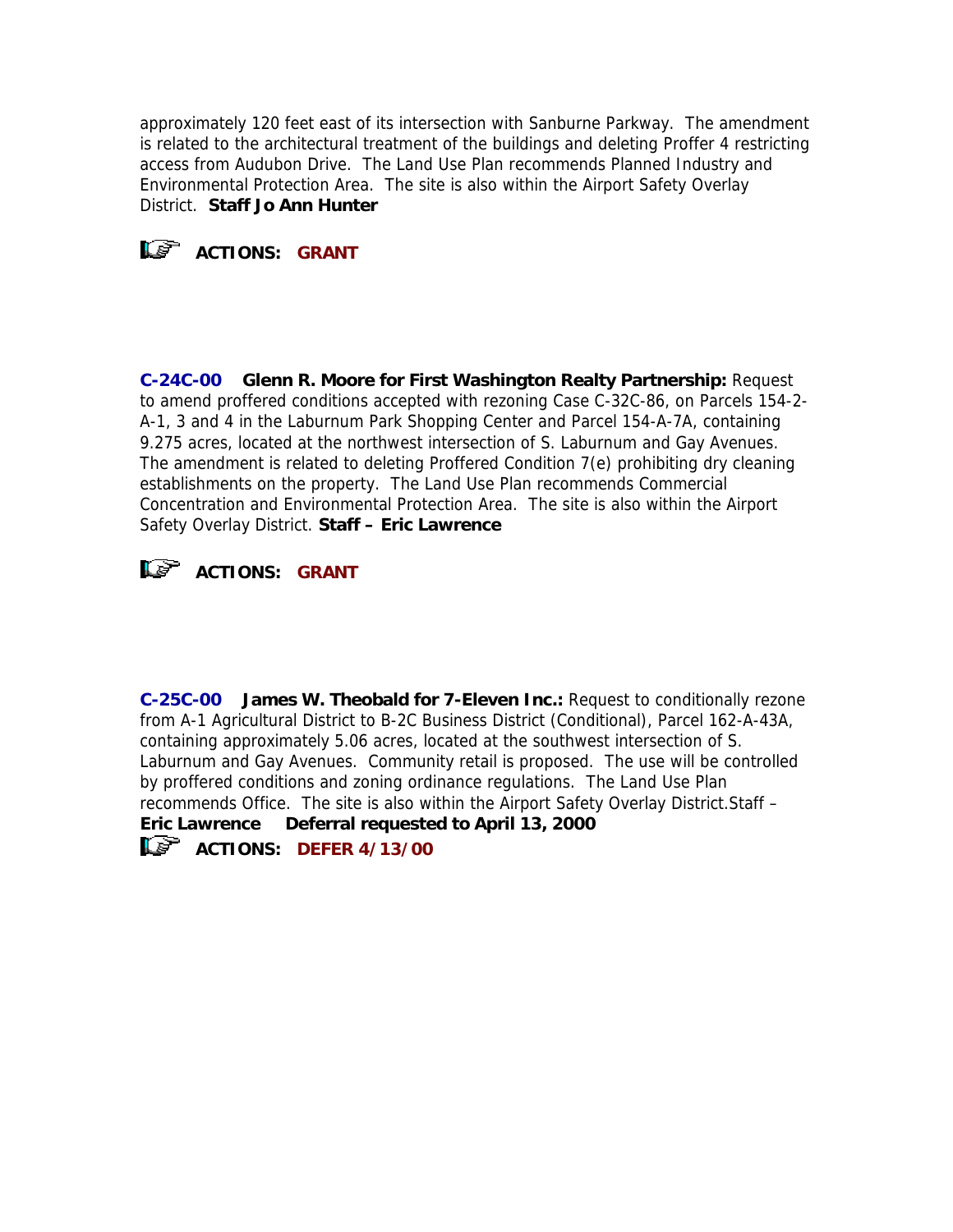approximately 120 feet east of its intersection with Sanburne Parkway. The amendment is related to the architectural treatment of the buildings and deleting Proffer 4 restricting access from Audubon Drive. The Land Use Plan recommends Planned Industry and Environmental Protection Area. The site is also within the Airport Safety Overlay District. **Staff Jo Ann Hunter**

**ACTIONS: GRANT**

**C-24C-00 Glenn R. Moore for First Washington Realty Partnership:** Request to amend proffered conditions accepted with rezoning Case C-32C-86, on Parcels 154-2-A-1, 3 and 4 in the Laburnum Park Shopping Center and Parcel 154-A-7A, containing 9.275 acres, located at the northwest intersection of S. Laburnum and Gay Avenues. The amendment is related to deleting Proffered Condition 7(e) prohibiting dry cleaning establishments on the property. The Land Use Plan recommends Commercial Concentration and Environmental Protection Area. The site is also within the Airport Safety Overlay District. **Staff – Eric Lawrence**

**ACTIONS: GRANT**

**C-25C-00 James W. Theobald for 7-Eleven Inc.:** Request to conditionally rezone from A-1 Agricultural District to B-2C Business District (Conditional), Parcel 162-A-43A, containing approximately 5.06 acres, located at the southwest intersection of S. Laburnum and Gay Avenues. Community retail is proposed. The use will be controlled by proffered conditions and zoning ordinance regulations. The Land Use Plan recommends Office. The site is also within the Airport Safety Overlay District.Staff – **Eric Lawrence Deferral requested to April 13, 2000**

**ACTIONS: DEFER 4/13/00**